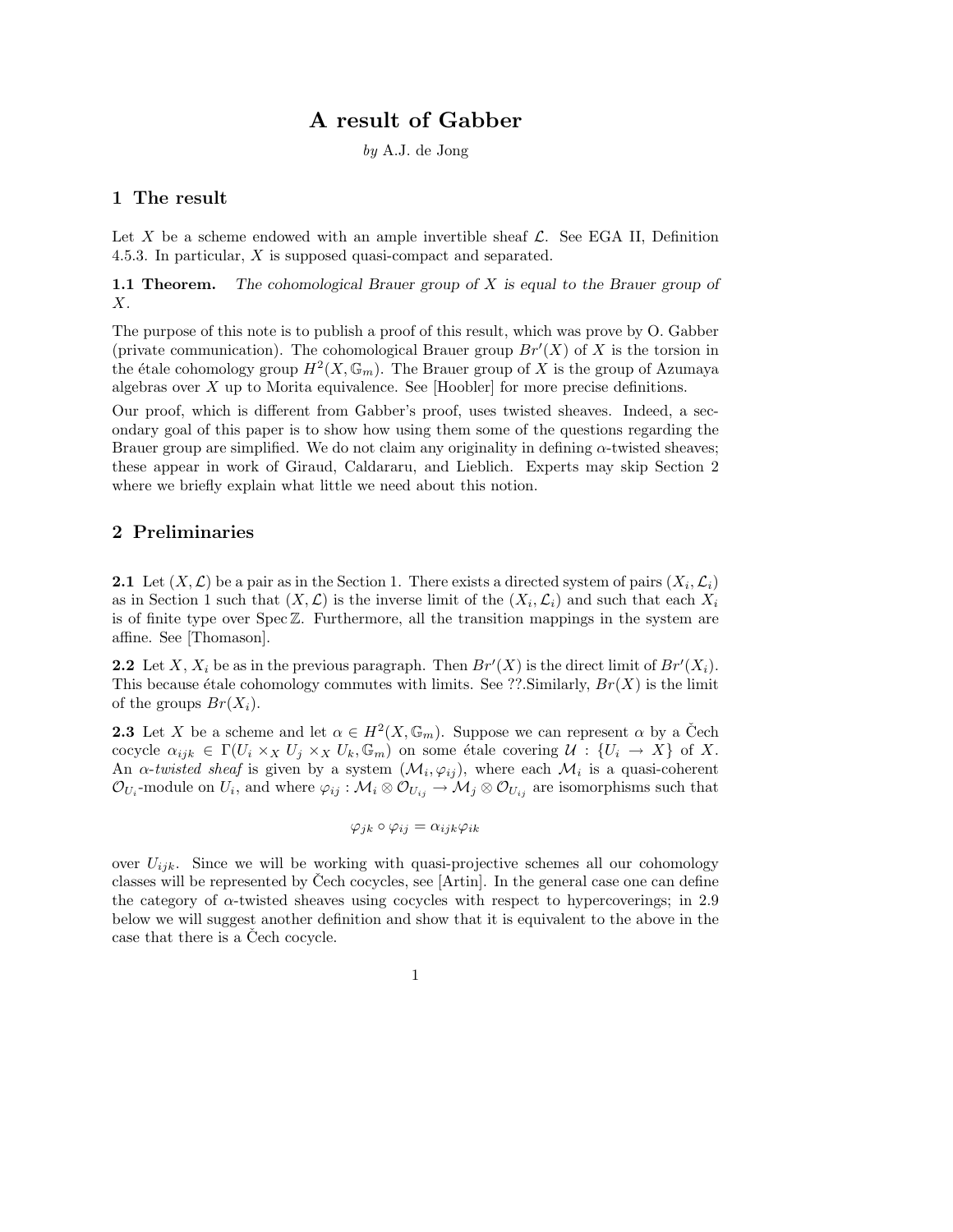# A result of Gabber

*by* A.J. de Jong

## 1 The result

Let $X$ be a scheme endowed with an ample invertible sheaf $\mathcal{L}$. See EGA II, Definition 4.5.3. In particular, $X$ is supposed quasi-compact and separated.

**1.1 Theorem.** *The cohomological Brauer group of $X$ is equal to the Brauer group of $X$.*

The purpose of this note is to publish a proof of this result, which was prove by O. Gabber (private communication). The cohomological Brauer group $Br'(X)$ of $X$ is the torsion in the étale cohomology group $H^2(X, \mathbb{G}_m)$. The Brauer group of $X$ is the group of Azumaya algebras over $X$ up to Morita equivalence. See [Hoobler] for more precise definitions.

Our proof, which is different from Gabber's proof, uses twisted sheaves. Indeed, a secondary goal of this paper is to show how using them some of the questions regarding the Brauer group are simplified. We do not claim any originality in defining $\alpha$-twisted sheaves; these appear in work of Giraud, Caldararu, and Lieblich. Experts may skip Section 2 where we briefly explain what little we need about this notion.

## 2 Preliminaries

**2.1** Let $(X, \mathcal{L})$ be a pair as in the Section 1. There exists a directed system of pairs $(X_i, \mathcal{L}_i)$ as in Section 1 such that $(X, \mathcal{L})$ is the inverse limit of the $(X_i, \mathcal{L}_i)$ and such that each $X_i$ is of finite type over $\operatorname{Spec} \mathbb{Z}$. Furthermore, all the transition mappings in the system are affine. See [Thomason].

**2.2** Let $X$, $X_i$ be as in the previous paragraph. Then $Br'(X)$ is the direct limit of $Br'(X_i)$. This because étale cohomology commutes with limits. See ??.Similarly, $Br(X)$ is the limit of the groups $Br(X_i)$.

**2.3** Let $X$ be a scheme and let $\alpha \in H^2(X, \mathbb{G}_m)$. Suppose we can represent $\alpha$ by a Čech cocycle $\alpha_{ijk} \in \Gamma(U_i \times_X U_j \times_X U_k, \mathbb{G}_m)$ on some étale covering $\mathcal{U} : \{U_i \to X\}$ of $X$. An *$\alpha$-twisted sheaf* is given by a system $(\mathcal{M}_i, \varphi_{ij})$, where each $\mathcal{M}_i$ is a quasi-coherent $\mathcal{O}_{U_i}$-module on $U_i$, and where $\varphi_{ij} : \mathcal{M}_i \otimes \mathcal{O}_{U_{ij}} \to \mathcal{M}_j \otimes \mathcal{O}_{U_{ij}}$ are isomorphisms such that

$$\varphi_{jk} \circ \varphi_{ij} = \alpha_{ijk} \varphi_{ik}$$

over $U_{ijk}$. Since we will be working with quasi-projective schemes all our cohomology classes will be represented by Čech cocycles, see [Artin]. In the general case one can define the category of $\alpha$-twisted sheaves using cocycles with respect to hypercoverings; in 2.9 below we will suggest another definition and show that it is equivalent to the above in the case that there is a Čech cocycle.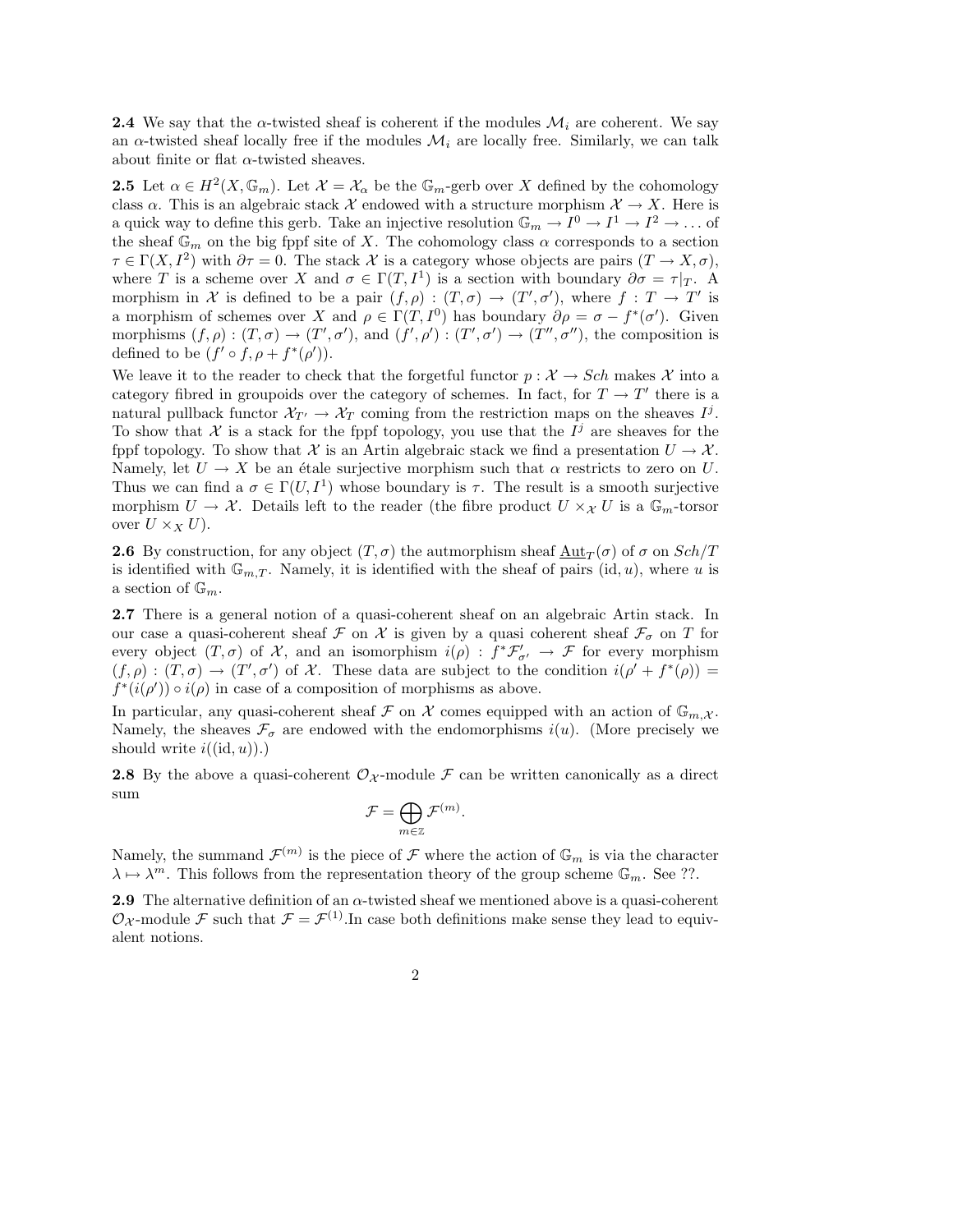**2.4** We say that the $\alpha$-twisted sheaf is coherent if the modules $\mathcal{M}_i$ are coherent. We say an $\alpha$-twisted sheaf locally free if the modules $\mathcal{M}_i$ are locally free. Similarly, we can talk about finite or flat $\alpha$-twisted sheaves.

**2.5** Let $\alpha \in H^2(X, \mathbb{G}_m)$. Let $\mathcal{X} = \mathcal{X}_\alpha$ be the $\mathbb{G}_m$-gerb over $X$ defined by the cohomology class $\alpha$. This is an algebraic stack $\mathcal{X}$ endowed with a structure morphism $\mathcal{X} \to X$. Here is a quick way to define this gerb. Take an injective resolution $\mathbb{G}_m \to I^0 \to I^1 \to I^2 \to \dots$ of the sheaf $\mathbb{G}_m$ on the big fppf site of $X$. The cohomology class $\alpha$ corresponds to a section $\tau \in \Gamma(X, I^2)$ with $\partial\tau = 0$. The stack $\mathcal{X}$ is a category whose objects are pairs $(T \to X, \sigma)$, where $T$ is a scheme over $X$ and $\sigma \in \Gamma(T, I^1)$ is a section with boundary $\partial\sigma = \tau|_T$. A morphism in $\mathcal{X}$ is defined to be a pair $(f, \rho) : (T, \sigma) \to (T', \sigma')$, where $f : T \to T'$ is a morphism of schemes over $X$ and $\rho \in \Gamma(T, I^0)$ has boundary $\partial\rho = \sigma - f^*(\sigma')$. Given morphisms $(f, \rho) : (T, \sigma) \to (T', \sigma')$, and $(f', \rho') : (T', \sigma') \to (T'', \sigma'')$, the composition is defined to be $(f' \circ f, \rho + f^*(\rho'))$.

We leave it to the reader to check that the forgetful functor $p : \mathcal{X} \to Sch$ makes $\mathcal{X}$ into a category fibred in groupoids over the category of schemes. In fact, for $T \to T'$ there is a natural pullback functor $\mathcal{X}_{T'} \to \mathcal{X}_T$ coming from the restriction maps on the sheaves $I^j$. To show that $\mathcal{X}$ is a stack for the fppf topology, you use that the $I^j$ are sheaves for the fppf topology. To show that $\mathcal{X}$ is an Artin algebraic stack we find a presentation $U \to \mathcal{X}$. Namely, let $U \to X$ be an étale surjective morphism such that $\alpha$ restricts to zero on $U$. Thus we can find a $\sigma \in \Gamma(U, I^1)$ whose boundary is $\tau$. The result is a smooth surjective morphism $U \to \mathcal{X}$. Details left to the reader (the fibre product $U \times_\mathcal{X} U$ is a $\mathbb{G}_m$-torsor over $U \times_X U$).

**2.6** By construction, for any object $(T, \sigma)$ the autmorphism sheaf $\underline{\mathrm{Aut}}_T(\sigma)$ of $\sigma$ on $Sch/T$ is identified with $\mathbb{G}_{m,T}$. Namely, it is identified with the sheaf of pairs $(\mathrm{id}, u)$, where $u$ is a section of $\mathbb{G}_m$.

**2.7** There is a general notion of a quasi-coherent sheaf on an algebraic Artin stack. In our case a quasi-coherent sheaf $\mathcal{F}$ on $\mathcal{X}$ is given by a quasi coherent sheaf $\mathcal{F}_\sigma$ on $T$ for every object $(T, \sigma)$ of $\mathcal{X}$, and an isomorphism $i(\rho) : f^*\mathcal{F}'_{\sigma'} \to \mathcal{F}$ for every morphism $(f, \rho) : (T, \sigma) \to (T', \sigma')$ of $\mathcal{X}$. These data are subject to the condition $i(\rho' + f^*(\rho)) = f^*(i(\rho')) \circ i(\rho)$ in case of a composition of morphisms as above.

In particular, any quasi-coherent sheaf $\mathcal{F}$ on $\mathcal{X}$ comes equipped with an action of $\mathbb{G}_{m,\mathcal{X}}$. Namely, the sheaves $\mathcal{F}_\sigma$ are endowed with the endomorphisms $i(u)$. (More precisely we should write $i((\mathrm{id}, u))$.)

**2.8** By the above a quasi-coherent $\mathcal{O}_\mathcal{X}$-module $\mathcal{F}$ can be written canonically as a direct sum

$$\mathcal{F} = \bigoplus_{m \in \mathbb{Z}} \mathcal{F}^{(m)}.$$

Namely, the summand $\mathcal{F}^{(m)}$ is the piece of $\mathcal{F}$ where the action of $\mathbb{G}_m$ is via the character $\lambda \mapsto \lambda^m$. This follows from the representation theory of the group scheme $\mathbb{G}_m$. See ??.

**2.9** The alternative definition of an $\alpha$-twisted sheaf we mentioned above is a quasi-coherent $\mathcal{O}_\mathcal{X}$-module $\mathcal{F}$ such that $\mathcal{F} = \mathcal{F}^{(1)}$.In case both definitions make sense they lead to equivalent notions.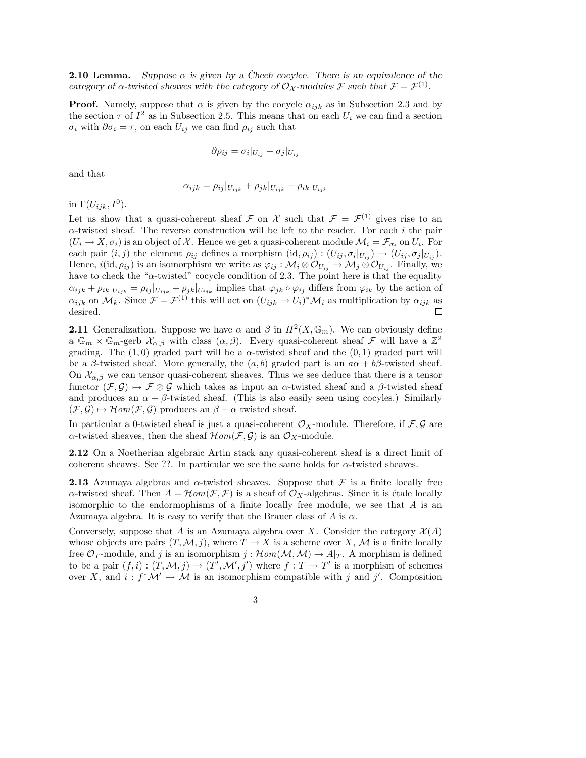**2.10 Lemma.** *Suppose $\alpha$ is given by a Čhech cocylce. There is an equivalence of the category of $\alpha$-twisted sheaves with the category of $\mathcal{O}_{\mathcal{X}}$-modules $\mathcal{F}$ such that $\mathcal{F} = \mathcal{F}^{(1)}$.*

**Proof.** Namely, suppose that $\alpha$ is given by the cocycle $\alpha_{ijk}$ as in Subsection 2.3 and by the section $\tau$ of $I^2$ as in Subsection 2.5. This means that on each $U_i$ we can find a section $\sigma_i$ with $\partial\sigma_i = \tau$, on each $U_{ij}$ we can find $\rho_{ij}$ such that

$$\partial\rho_{ij} = \sigma_i|_{U_{ij}} - \sigma_j|_{U_{ij}}$$

and that

$$\alpha_{ijk} = \rho_{ij}|_{U_{ijk}} + \rho_{jk}|_{U_{ijk}} - \rho_{ik}|_{U_{ijk}}$$

in $\Gamma(U_{ijk}, I^0)$.

Let us show that a quasi-coherent sheaf $\mathcal{F}$ on $\mathcal{X}$ such that $\mathcal{F} = \mathcal{F}^{(1)}$ gives rise to an $\alpha$-twisted sheaf. The reverse construction will be left to the reader. For each $i$ the pair $(U_i \to X, \sigma_i)$ is an object of $\mathcal{X}$. Hence we get a quasi-coherent module $\mathcal{M}_i = \mathcal{F}_{\sigma_i}$ on $U_i$. For each pair $(i, j)$ the element $\rho_{ij}$ defines a morphism $(\mathrm{id}, \rho_{ij}) : (U_{ij}, \sigma_i|_{U_{ij}}) \to (U_{ij}, \sigma_j|_{U_{ij}})$. Hence, $i(\mathrm{id}, \rho_{ij})$ is an isomorphism we write as $\varphi_{ij} : \mathcal{M}_i \otimes \mathcal{O}_{U_{ij}} \to \mathcal{M}_j \otimes \mathcal{O}_{U_{ij}}$. Finally, we have to check the "$\alpha$-twisted" cocycle condition of 2.3. The point here is that the equality $\alpha_{ijk} + \rho_{ik}|_{U_{ijk}} = \rho_{ij}|_{U_{ijk}} + \rho_{jk}|_{U_{ijk}}$ implies that $\varphi_{jk} \circ \varphi_{ij}$ differs from $\varphi_{ik}$ by the action of $\alpha_{ijk}$ on $\mathcal{M}_k$. Since $\mathcal{F} = \mathcal{F}^{(1)}$ this will act on $(U_{ijk} \to U_i)^*\mathcal{M}_i$ as multiplication by $\alpha_{ijk}$ as desired. □

**2.11** Generalization. Suppose we have $\alpha$ and $\beta$ in $H^2(X, \mathbb{G}_m)$. We can obviously define a $\mathbb{G}_m \times \mathbb{G}_m$-gerb $\mathcal{X}_{\alpha,\beta}$ with class $(\alpha, \beta)$. Every quasi-coherent sheaf $\mathcal{F}$ will have a $\mathbb{Z}^2$ grading. The $(1, 0)$ graded part will be a $\alpha$-twisted sheaf and the $(0, 1)$ graded part will be a $\beta$-twisted sheaf. More generally, the $(a, b)$ graded part is an $a\alpha + b\beta$-twisted sheaf. On $\mathcal{X}_{\alpha,\beta}$ we can tensor quasi-coherent sheaves. Thus we see deduce that there is a tensor functor $(\mathcal{F}, \mathcal{G}) \mapsto \mathcal{F} \otimes \mathcal{G}$ which takes as input an $\alpha$-twisted sheaf and a $\beta$-twisted sheaf and produces an $\alpha + \beta$-twisted sheaf. (This is also easily seen using cocyles.) Similarly $(\mathcal{F}, \mathcal{G}) \mapsto \mathcal{H}om(\mathcal{F}, \mathcal{G})$ produces an $\beta - \alpha$ twisted sheaf.

In particular a 0-twisted sheaf is just a quasi-coherent $\mathcal{O}_X$-module. Therefore, if $\mathcal{F}, \mathcal{G}$ are $\alpha$-twisted sheaves, then the sheaf $\mathcal{H}om(\mathcal{F}, \mathcal{G})$ is an $\mathcal{O}_X$-module.

**2.12** On a Noetherian algebraic Artin stack any quasi-coherent sheaf is a direct limit of coherent sheaves. See ??. In particular we see the same holds for $\alpha$-twisted sheaves.

**2.13** Azumaya algebras and $\alpha$-twisted sheaves. Suppose that $\mathcal{F}$ is a finite locally free $\alpha$-twisted sheaf. Then $A = \mathcal{H}om(\mathcal{F}, \mathcal{F})$ is a sheaf of $\mathcal{O}_X$-algebras. Since it is étale locally isomorphic to the endormophisms of a finite locally free module, we see that $A$ is an Azumaya algebra. It is easy to verify that the Brauer class of $A$ is $\alpha$.

Conversely, suppose that $A$ is an Azumaya algebra over $X$. Consider the category $\mathcal{X}(A)$ whose objects are pairs $(T, \mathcal{M}, j)$, where $T \to X$ is a scheme over $X$, $\mathcal{M}$ is a finite locally free $\mathcal{O}_T$-module, and $j$ is an isomorphism $j : \mathcal{H}om(\mathcal{M}, \mathcal{M}) \to A|_T$. A morphism is defined to be a pair $(f, i) : (T, \mathcal{M}, j) \to (T', \mathcal{M}', j')$ where $f : T \to T'$ is a morphism of schemes over $X$, and $i : f^*\mathcal{M}' \to \mathcal{M}$ is an isomorphism compatible with $j$ and $j'$. Composition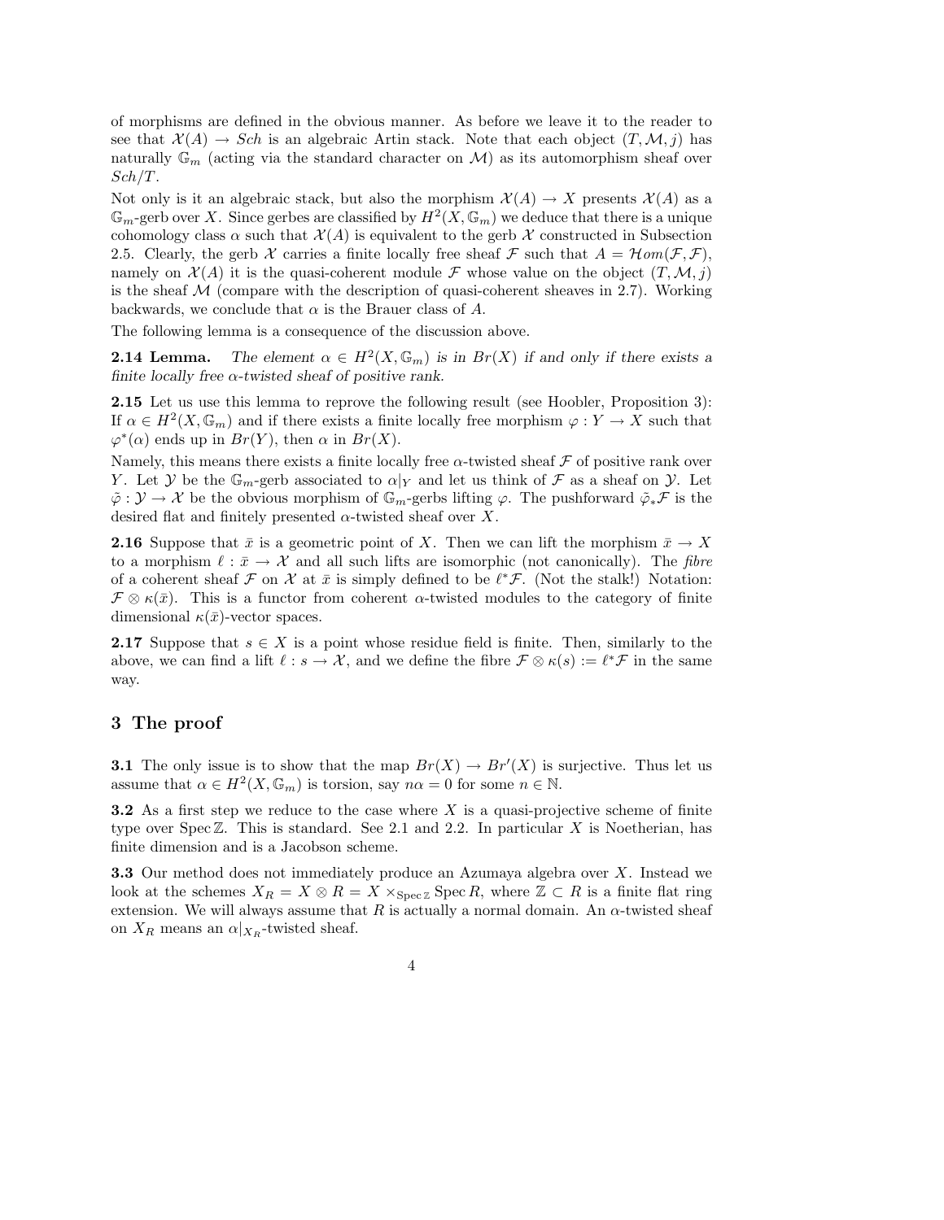of morphisms are defined in the obvious manner. As before we leave it to the reader to see that $\mathcal{X}(A) \to Sch$ is an algebraic Artin stack. Note that each object $(T, \mathcal{M}, j)$ has naturally $\mathbb{G}_m$ (acting via the standard character on $\mathcal{M}$) as its automorphism sheaf over $Sch/T$.

Not only is it an algebraic stack, but also the morphism $\mathcal{X}(A) \to X$ presents $\mathcal{X}(A)$ as a $\mathbb{G}_m$-gerb over $X$. Since gerbes are classified by $H^2(X, \mathbb{G}_m)$ we deduce that there is a unique cohomology class $\alpha$ such that $\mathcal{X}(A)$ is equivalent to the gerb $\mathcal{X}$ constructed in Subsection 2.5. Clearly, the gerb $\mathcal{X}$ carries a finite locally free sheaf $\mathcal{F}$ such that $A = \mathcal{H}om(\mathcal{F}, \mathcal{F})$, namely on $\mathcal{X}(A)$ it is the quasi-coherent module $\mathcal{F}$ whose value on the object $(T, \mathcal{M}, j)$ is the sheaf $\mathcal{M}$ (compare with the description of quasi-coherent sheaves in 2.7). Working backwards, we conclude that $\alpha$ is the Brauer class of $A$.

The following lemma is a consequence of the discussion above.

**2.14 Lemma.** *The element $\alpha \in H^2(X, \mathbb{G}_m)$ is in $Br(X)$ if and only if there exists a finite locally free $\alpha$-twisted sheaf of positive rank.*

**2.15** Let us use this lemma to reprove the following result (see Hoobler, Proposition 3): If $\alpha \in H^2(X, \mathbb{G}_m)$ and if there exists a finite locally free morphism $\varphi : Y \to X$ such that $\varphi^*(\alpha)$ ends up in $Br(Y)$, then $\alpha$ in $Br(X)$.

Namely, this means there exists a finite locally free $\alpha$-twisted sheaf $\mathcal{F}$ of positive rank over $Y$. Let $\mathcal{Y}$ be the $\mathbb{G}_m$-gerb associated to $\alpha|_Y$ and let us think of $\mathcal{F}$ as a sheaf on $\mathcal{Y}$. Let $\tilde{\varphi} : \mathcal{Y} \to \mathcal{X}$ be the obvious morphism of $\mathbb{G}_m$-gerbs lifting $\varphi$. The pushforward $\tilde{\varphi}_*\mathcal{F}$ is the desired flat and finitely presented $\alpha$-twisted sheaf over $X$.

**2.16** Suppose that $\bar{x}$ is a geometric point of $X$. Then we can lift the morphism $\bar{x} \to X$ to a morphism $\ell : \bar{x} \to \mathcal{X}$ and all such lifts are isomorphic (not canonically). The *fibre* of a coherent sheaf $\mathcal{F}$ on $\mathcal{X}$ at $\bar{x}$ is simply defined to be $\ell^*\mathcal{F}$. (Not the stalk!) Notation: $\mathcal{F} \otimes \kappa(\bar{x})$. This is a functor from coherent $\alpha$-twisted modules to the category of finite dimensional $\kappa(\bar{x})$-vector spaces.

**2.17** Suppose that $s \in X$ is a point whose residue field is finite. Then, similarly to the above, we can find a lift $\ell : s \to \mathcal{X}$, and we define the fibre $\mathcal{F} \otimes \kappa(s) := \ell^*\mathcal{F}$ in the same way.

## 3 The proof

**3.1** The only issue is to show that the map $Br(X) \to Br'(X)$ is surjective. Thus let us assume that $\alpha \in H^2(X, \mathbb{G}_m)$ is torsion, say $n\alpha = 0$ for some $n \in \mathbb{N}$.

**3.2** As a first step we reduce to the case where $X$ is a quasi-projective scheme of finite type over $\operatorname{Spec} \mathbb{Z}$. This is standard. See 2.1 and 2.2. In particular $X$ is Noetherian, has finite dimension and is a Jacobson scheme.

**3.3** Our method does not immediately produce an Azumaya algebra over $X$. Instead we look at the schemes $X_R = X \otimes R = X \times_{\operatorname{Spec} \mathbb{Z}} \operatorname{Spec} R$, where $\mathbb{Z} \subset R$ is a finite flat ring extension. We will always assume that $R$ is actually a normal domain. An $\alpha$-twisted sheaf on $X_R$ means an $\alpha|_{X_R}$-twisted sheaf.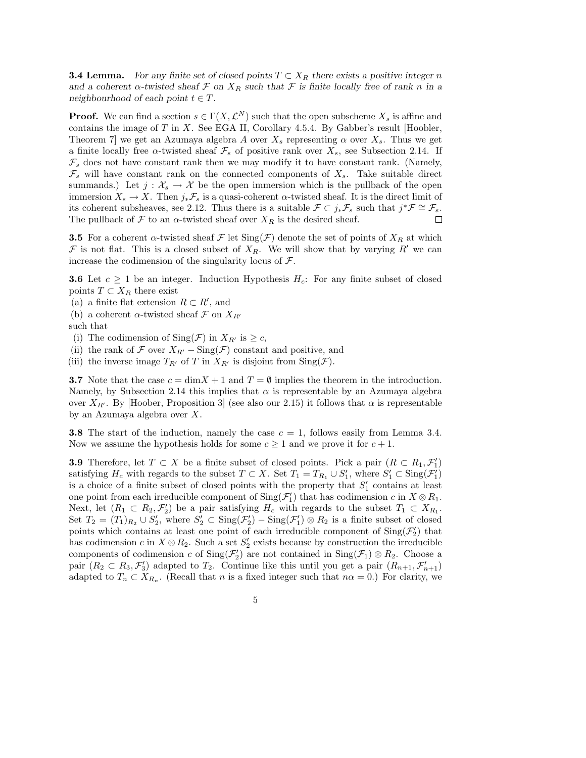**3.4 Lemma.** *For any finite set of closed points $T \subset X_R$ there exists a positive integer $n$ and a coherent $\alpha$-twisted sheaf $\mathcal{F}$ on $X_R$ such that $\mathcal{F}$ is finite locally free of rank $n$ in a neighbourhood of each point $t \in T$.*

**Proof.** We can find a section $s \in \Gamma(X, \mathcal{L}^N)$ such that the open subscheme $X_s$ is affine and contains the image of $T$ in $X$. See EGA II, Corollary 4.5.4. By Gabber's result [Hoobler, Theorem 7] we get an Azumaya algebra $A$ over $X_s$ representing $\alpha$ over $X_s$. Thus we get a finite locally free $\alpha$-twisted sheaf $\mathcal{F}_s$ of positive rank over $X_s$, see Subsection 2.14. If $\mathcal{F}_s$ does not have constant rank then we may modify it to have constant rank. (Namely, $\mathcal{F}_s$ will have constant rank on the connected components of $X_s$. Take suitable direct summands.) Let $j : \mathcal{X}_s \to \mathcal{X}$ be the open immersion which is the pullback of the open immersion $X_s \to X$. Then $j_*\mathcal{F}_s$ is a quasi-coherent $\alpha$-twisted sheaf. It is the direct limit of its coherent subsheaves, see 2.12. Thus there is a suitable $\mathcal{F} \subset j_*\mathcal{F}_s$ such that $j^*\mathcal{F} \cong \mathcal{F}_s$. The pullback of $\mathcal{F}$ to an $\alpha$-twisted sheaf over $X_R$ is the desired sheaf. ◻

**3.5** For a coherent $\alpha$-twisted sheaf $\mathcal{F}$ let $\mathrm{Sing}(\mathcal{F})$ denote the set of points of $X_R$ at which $\mathcal{F}$ is not flat. This is a closed subset of $X_R$. We will show that by varying $R'$ we can increase the codimension of the singularity locus of $\mathcal{F}$.

**3.6** Let $c \geq 1$ be an integer. Induction Hypothesis $H_c$: For any finite subset of closed points $T \subset X_R$ there exist

(a) a finite flat extension $R \subset R'$, and
(b) a coherent $\alpha$-twisted sheaf $\mathcal{F}$ on $X_{R'}$

such that

(i) The codimension of $\mathrm{Sing}(\mathcal{F})$ in $X_{R'}$ is $\geq c$,
(ii) the rank of $\mathcal{F}$ over $X_{R'} - \mathrm{Sing}(\mathcal{F})$ constant and positive, and
(iii) the inverse image $T_{R'}$ of $T$ in $X_{R'}$ is disjoint from $\mathrm{Sing}(\mathcal{F})$.

**3.7** Note that the case $c = \dim X + 1$ and $T = \emptyset$ implies the theorem in the introduction. Namely, by Subsection 2.14 this implies that $\alpha$ is representable by an Azumaya algebra over $X_{R'}$. By [Hoober, Proposition 3] (see also our 2.15) it follows that $\alpha$ is representable by an Azumaya algebra over $X$.

**3.8** The start of the induction, namely the case $c = 1$, follows easily from Lemma 3.4. Now we assume the hypothesis holds for some $c \geq 1$ and we prove it for $c + 1$.

**3.9** Therefore, let $T \subset X$ be a finite subset of closed points. Pick a pair $(R \subset R_1, \mathcal{F}'_1)$ satisfying $H_c$ with regards to the subset $T \subset X$. Set $T_1 = T_{R_1} \cup S'_1$, where $S'_1 \subset \mathrm{Sing}(\mathcal{F}'_1)$ is a choice of a finite subset of closed points with the property that $S'_1$ contains at least one point from each irreducible component of $\mathrm{Sing}(\mathcal{F}'_1)$ that has codimension $c$ in $X \otimes R_1$. Next, let $(R_1 \subset R_2, \mathcal{F}'_2)$ be a pair satisfying $H_c$ with regards to the subset $T_1 \subset X_{R_1}$. Set $T_2 = (T_1)_{R_2} \cup S'_2$, where $S'_2 \subset \mathrm{Sing}(\mathcal{F}'_2) - \mathrm{Sing}(\mathcal{F}'_1) \otimes R_2$ is a finite subset of closed points which contains at least one point of each irreducible component of $\mathrm{Sing}(\mathcal{F}'_2)$ that has codimension $c$ in $X \otimes R_2$. Such a set $S'_2$ exists because by construction the irreducible components of codimension $c$ of $\mathrm{Sing}(\mathcal{F}'_2)$ are not contained in $\mathrm{Sing}(\mathcal{F}_1) \otimes R_2$. Choose a pair $(R_2 \subset R_3, \mathcal{F}'_3)$ adapted to $T_2$. Continue like this until you get a pair $(R_{n+1}, \mathcal{F}'_{n+1})$ adapted to $T_n \subset X_{R_n}$. (Recall that $n$ is a fixed integer such that $n\alpha = 0$.) For clarity, we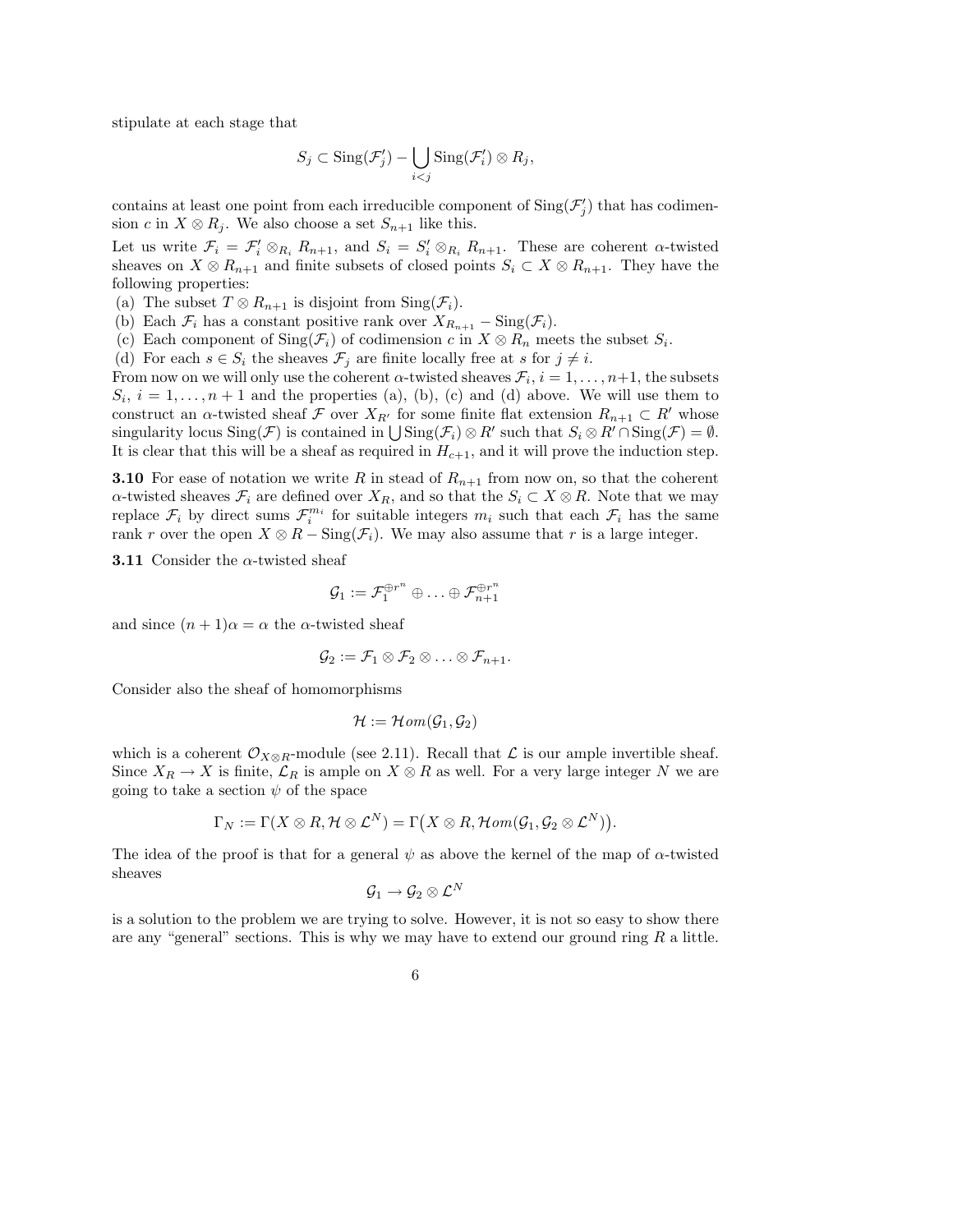stipulate at each stage that

$$S_j \subset \mathrm{Sing}(\mathcal{F}'_j) - \bigcup_{i<j} \mathrm{Sing}(\mathcal{F}'_i) \otimes R_j,$$

contains at least one point from each irreducible component of $\mathrm{Sing}(\mathcal{F}'_j)$ that has codimension $c$ in $X \otimes R_j$. We also choose a set $S_{n+1}$ like this.

Let us write $\mathcal{F}_i = \mathcal{F}'_i \otimes_{R_i} R_{n+1}$, and $S_i = S'_i \otimes_{R_i} R_{n+1}$. These are coherent $\alpha$-twisted sheaves on $X \otimes R_{n+1}$ and finite subsets of closed points $S_i \subset X \otimes R_{n+1}$. They have the following properties:

(a) The subset $T \otimes R_{n+1}$ is disjoint from $\mathrm{Sing}(\mathcal{F}_i)$.

(b) Each $\mathcal{F}_i$ has a constant positive rank over $X_{R_{n+1}} - \mathrm{Sing}(\mathcal{F}_i)$.

(c) Each component of $\mathrm{Sing}(\mathcal{F}_i)$ of codimension $c$ in $X \otimes R_n$ meets the subset $S_i$.

(d) For each $s \in S_i$ the sheaves $\mathcal{F}_j$ are finite locally free at $s$ for $j \neq i$.

From now on we will only use the coherent $\alpha$-twisted sheaves $\mathcal{F}_i$, $i = 1, \ldots, n+1$, the subsets $S_i$, $i = 1, \ldots, n+1$ and the properties (a), (b), (c) and (d) above. We will use them to construct an $\alpha$-twisted sheaf $\mathcal{F}$ over $X_{R'}$ for some finite flat extension $R_{n+1} \subset R'$ whose singularity locus $\mathrm{Sing}(\mathcal{F})$ is contained in $\bigcup \mathrm{Sing}(\mathcal{F}_i) \otimes R'$ such that $S_i \otimes R' \cap \mathrm{Sing}(\mathcal{F}) = \emptyset$. It is clear that this will be a sheaf as required in $H_{c+1}$, and it will prove the induction step.

**3.10** For ease of notation we write $R$ in stead of $R_{n+1}$ from now on, so that the coherent $\alpha$-twisted sheaves $\mathcal{F}_i$ are defined over $X_R$, and so that the $S_i \subset X \otimes R$. Note that we may replace $\mathcal{F}_i$ by direct sums $\mathcal{F}_i^{m_i}$ for suitable integers $m_i$ such that each $\mathcal{F}_i$ has the same rank $r$ over the open $X \otimes R - \mathrm{Sing}(\mathcal{F}_i)$. We may also assume that $r$ is a large integer.

**3.11** Consider the $\alpha$-twisted sheaf

$$\mathcal{G}_1 := \mathcal{F}_1^{\oplus r^n} \oplus \ldots \oplus \mathcal{F}_{n+1}^{\oplus r^n}$$

and since $(n+1)\alpha = \alpha$ the $\alpha$-twisted sheaf

$$\mathcal{G}_2 := \mathcal{F}_1 \otimes \mathcal{F}_2 \otimes \ldots \otimes \mathcal{F}_{n+1}.$$

Consider also the sheaf of homomorphisms

$$\mathcal{H} := \mathcal{H}om(\mathcal{G}_1, \mathcal{G}_2)$$

which is a coherent $\mathcal{O}_{X \otimes R}$-module (see 2.11). Recall that $\mathcal{L}$ is our ample invertible sheaf. Since $X_R \to X$ is finite, $\mathcal{L}_R$ is ample on $X \otimes R$ as well. For a very large integer $N$ we are going to take a section $\psi$ of the space

$$\Gamma_N := \Gamma(X \otimes R, \mathcal{H} \otimes \mathcal{L}^N) = \Gamma\big(X \otimes R, \mathcal{H}om(\mathcal{G}_1, \mathcal{G}_2 \otimes \mathcal{L}^N)\big).$$

The idea of the proof is that for a general $\psi$ as above the kernel of the map of $\alpha$-twisted sheaves

$$\mathcal{G}_1 \to \mathcal{G}_2 \otimes \mathcal{L}^N$$

is a solution to the problem we are trying to solve. However, it is not so easy to show there are any "general" sections. This is why we may have to extend our ground ring $R$ a little.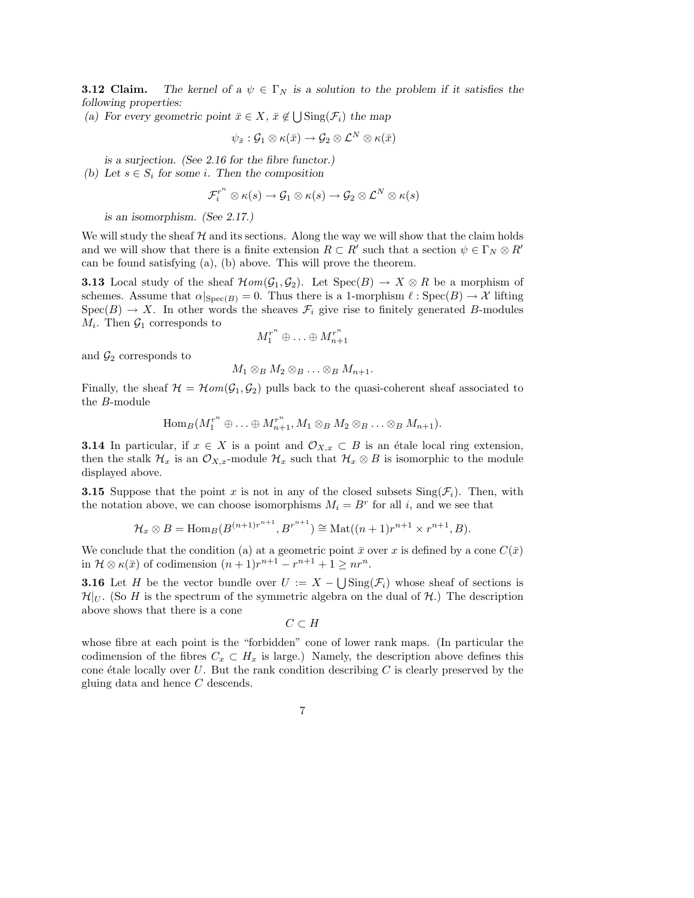**3.12 Claim.** *The kernel of a $\psi \in \Gamma_N$ is a solution to the problem if it satisfies the following properties:*

*(a) For every geometric point $\bar{x} \in X$, $\bar{x} \notin \bigcup \mathrm{Sing}(\mathcal{F}_i)$ the map*

$$\psi_{\bar{x}} : \mathcal{G}_1 \otimes \kappa(\bar{x}) \to \mathcal{G}_2 \otimes \mathcal{L}^N \otimes \kappa(\bar{x})$$

*is a surjection. (See 2.16 for the fibre functor.)*

*(b) Let $s \in S_i$ for some $i$. Then the composition*

$$\mathcal{F}_i^{r^n} \otimes \kappa(s) \to \mathcal{G}_1 \otimes \kappa(s) \to \mathcal{G}_2 \otimes \mathcal{L}^N \otimes \kappa(s)$$

*is an isomorphism. (See 2.17.)*

We will study the sheaf $\mathcal{H}$ and its sections. Along the way we will show that the claim holds and we will show that there is a finite extension $R \subset R'$ such that a section $\psi \in \Gamma_N \otimes R'$ can be found satisfying (a), (b) above. This will prove the theorem.

**3.13** Local study of the sheaf $\mathcal{H}om(\mathcal{G}_1, \mathcal{G}_2)$. Let $\mathrm{Spec}(B) \to X \otimes R$ be a morphism of schemes. Assume that $\alpha|_{\mathrm{Spec}(B)} = 0$. Thus there is a 1-morphism $\ell : \mathrm{Spec}(B) \to \mathcal{X}$ lifting $\mathrm{Spec}(B) \to X$. In other words the sheaves $\mathcal{F}_i$ give rise to finitely generated $B$-modules $M_i$. Then $\mathcal{G}_1$ corresponds to

$$M_1^{r^n} \oplus \ldots \oplus M_{n+1}^{r^n}$$

and $\mathcal{G}_2$ corresponds to

$$M_1 \otimes_B M_2 \otimes_B \ldots \otimes_B M_{n+1}.$$

Finally, the sheaf $\mathcal{H} = \mathcal{H}om(\mathcal{G}_1, \mathcal{G}_2)$ pulls back to the quasi-coherent sheaf associated to the $B$-module

$$\mathrm{Hom}_B(M_1^{r^n} \oplus \ldots \oplus M_{n+1}^{r^n}, M_1 \otimes_B M_2 \otimes_B \ldots \otimes_B M_{n+1}).$$

**3.14** In particular, if $x \in X$ is a point and $\mathcal{O}_{X,x} \subset B$ is an étale local ring extension, then the stalk $\mathcal{H}_x$ is an $\mathcal{O}_{X,x}$-module $\mathcal{H}_x$ such that $\mathcal{H}_x \otimes B$ is isomorphic to the module displayed above.

**3.15** Suppose that the point $x$ is not in any of the closed subsets $\mathrm{Sing}(\mathcal{F}_i)$. Then, with the notation above, we can choose isomorphisms $M_i = B^r$ for all $i$, and we see that

$$\mathcal{H}_x \otimes B = \mathrm{Hom}_B(B^{(n+1)r^{n+1}}, B^{r^{n+1}}) \cong \mathrm{Mat}((n+1)r^{n+1} \times r^{n+1}, B).$$

We conclude that the condition (a) at a geometric point $\bar{x}$ over $x$ is defined by a cone $C(\bar{x})$ in $\mathcal{H} \otimes \kappa(\bar{x})$ of codimension $(n+1)r^{n+1} - r^{n+1} + 1 \geq nr^n$.

**3.16** Let $H$ be the vector bundle over $U := X - \bigcup \mathrm{Sing}(\mathcal{F}_i)$ whose sheaf of sections is $\mathcal{H}|_U$. (So $H$ is the spectrum of the symmetric algebra on the dual of $\mathcal{H}$.) The description above shows that there is a cone

$$C \subset H$$

whose fibre at each point is the "forbidden" cone of lower rank maps. (In particular the codimension of the fibres $C_x \subset H_x$ is large.) Namely, the description above defines this cone étale locally over $U$. But the rank condition describing $C$ is clearly preserved by the gluing data and hence $C$ descends.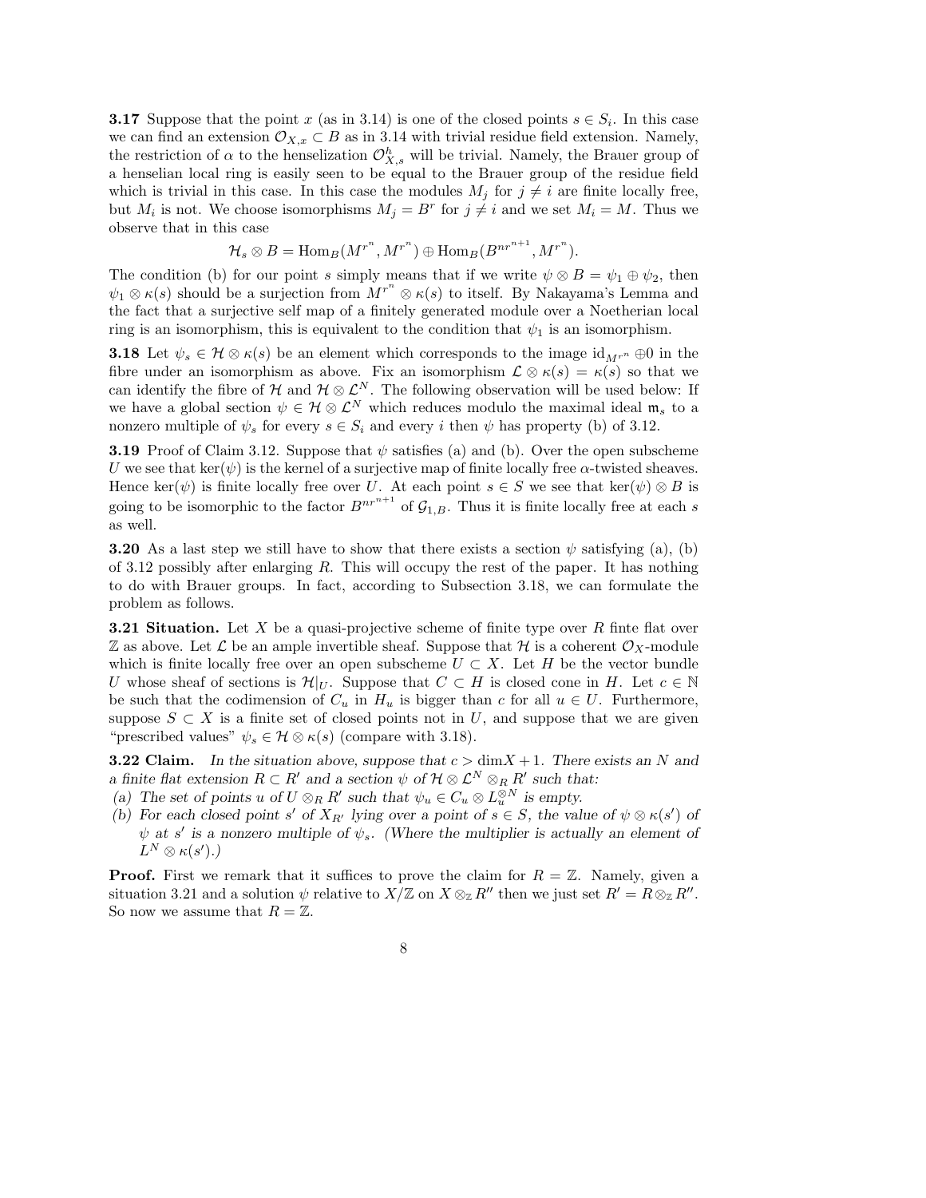**3.17** Suppose that the point $x$ (as in 3.14) is one of the closed points $s \in S_i$. In this case we can find an extension $\mathcal{O}_{X,x} \subset B$ as in 3.14 with trivial residue field extension. Namely, the restriction of $\alpha$ to the henselization $\mathcal{O}^h_{X,s}$ will be trivial. Namely, the Brauer group of a henselian local ring is easily seen to be equal to the Brauer group of the residue field which is trivial in this case. In this case the modules $M_j$ for $j \neq i$ are finite locally free, but $M_i$ is not. We choose isomorphisms $M_j = B^r$ for $j \neq i$ and we set $M_i = M$. Thus we observe that in this case

$$\mathcal{H}_s \otimes B = \mathrm{Hom}_B(M^{r^n}, M^{r^n}) \oplus \mathrm{Hom}_B(B^{nr^{n+1}}, M^{r^n}).$$

The condition (b) for our point $s$ simply means that if we write $\psi \otimes B = \psi_1 \oplus \psi_2$, then $\psi_1 \otimes \kappa(s)$ should be a surjection from $M^{r^n} \otimes \kappa(s)$ to itself. By Nakayama's Lemma and the fact that a surjective self map of a finitely generated module over a Noetherian local ring is an isomorphism, this is equivalent to the condition that $\psi_1$ is an isomorphism.

**3.18** Let $\psi_s \in \mathcal{H} \otimes \kappa(s)$ be an element which corresponds to the image $\mathrm{id}_{M^{r^n}} \oplus 0$ in the fibre under an isomorphism as above. Fix an isomorphism $\mathcal{L} \otimes \kappa(s) = \kappa(s)$ so that we can identify the fibre of $\mathcal{H}$ and $\mathcal{H} \otimes \mathcal{L}^N$. The following observation will be used below: If we have a global section $\psi \in \mathcal{H} \otimes \mathcal{L}^N$ which reduces modulo the maximal ideal $\mathfrak{m}_s$ to a nonzero multiple of $\psi_s$ for every $s \in S_i$ and every $i$ then $\psi$ has property (b) of 3.12.

**3.19** Proof of Claim 3.12. Suppose that $\psi$ satisfies (a) and (b). Over the open subscheme $U$ we see that $\ker(\psi)$ is the kernel of a surjective map of finite locally free $\alpha$-twisted sheaves. Hence $\ker(\psi)$ is finite locally free over $U$. At each point $s \in S$ we see that $\ker(\psi) \otimes B$ is going to be isomorphic to the factor $B^{nr^{n+1}}$ of $\mathcal{G}_{1,B}$. Thus it is finite locally free at each $s$ as well.

**3.20** As a last step we still have to show that there exists a section $\psi$ satisfying (a), (b) of 3.12 possibly after enlarging $R$. This will occupy the rest of the paper. It has nothing to do with Brauer groups. In fact, according to Subsection 3.18, we can formulate the problem as follows.

**3.21 Situation.** Let $X$ be a quasi-projective scheme of finite type over $R$ finte flat over $\mathbb{Z}$ as above. Let $\mathcal{L}$ be an ample invertible sheaf. Suppose that $\mathcal{H}$ is a coherent $\mathcal{O}_X$-module which is finite locally free over an open subscheme $U \subset X$. Let $H$ be the vector bundle $U$ whose sheaf of sections is $\mathcal{H}|_U$. Suppose that $C \subset H$ is closed cone in $H$. Let $c \in \mathbb{N}$ be such that the codimension of $C_u$ in $H_u$ is bigger than $c$ for all $u \in U$. Furthermore, suppose $S \subset X$ is a finite set of closed points not in $U$, and suppose that we are given "prescribed values" $\psi_s \in \mathcal{H} \otimes \kappa(s)$ (compare with 3.18).

**3.22 Claim.** *In the situation above, suppose that $c > \dim X + 1$. There exists an $N$ and a finite flat extension $R \subset R'$ and a section $\psi$ of $\mathcal{H} \otimes \mathcal{L}^N \otimes_R R'$ such that:*

*(a) The set of points $u$ of $U \otimes_R R'$ such that $\psi_u \in C_u \otimes L_u^{\otimes N}$ is empty.*

*(b) For each closed point $s'$ of $X_{R'}$ lying over a point of $s \in S$, the value of $\psi \otimes \kappa(s')$ of $\psi$ at $s'$ is a nonzero multiple of $\psi_s$. (Where the multiplier is actually an element of $L^N \otimes \kappa(s')$.)*

**Proof.** First we remark that it suffices to prove the claim for $R = \mathbb{Z}$. Namely, given a situation 3.21 and a solution $\psi$ relative to $X/\mathbb{Z}$ on $X \otimes_{\mathbb{Z}} R''$ then we just set $R' = R \otimes_{\mathbb{Z}} R''$. So now we assume that $R = \mathbb{Z}$.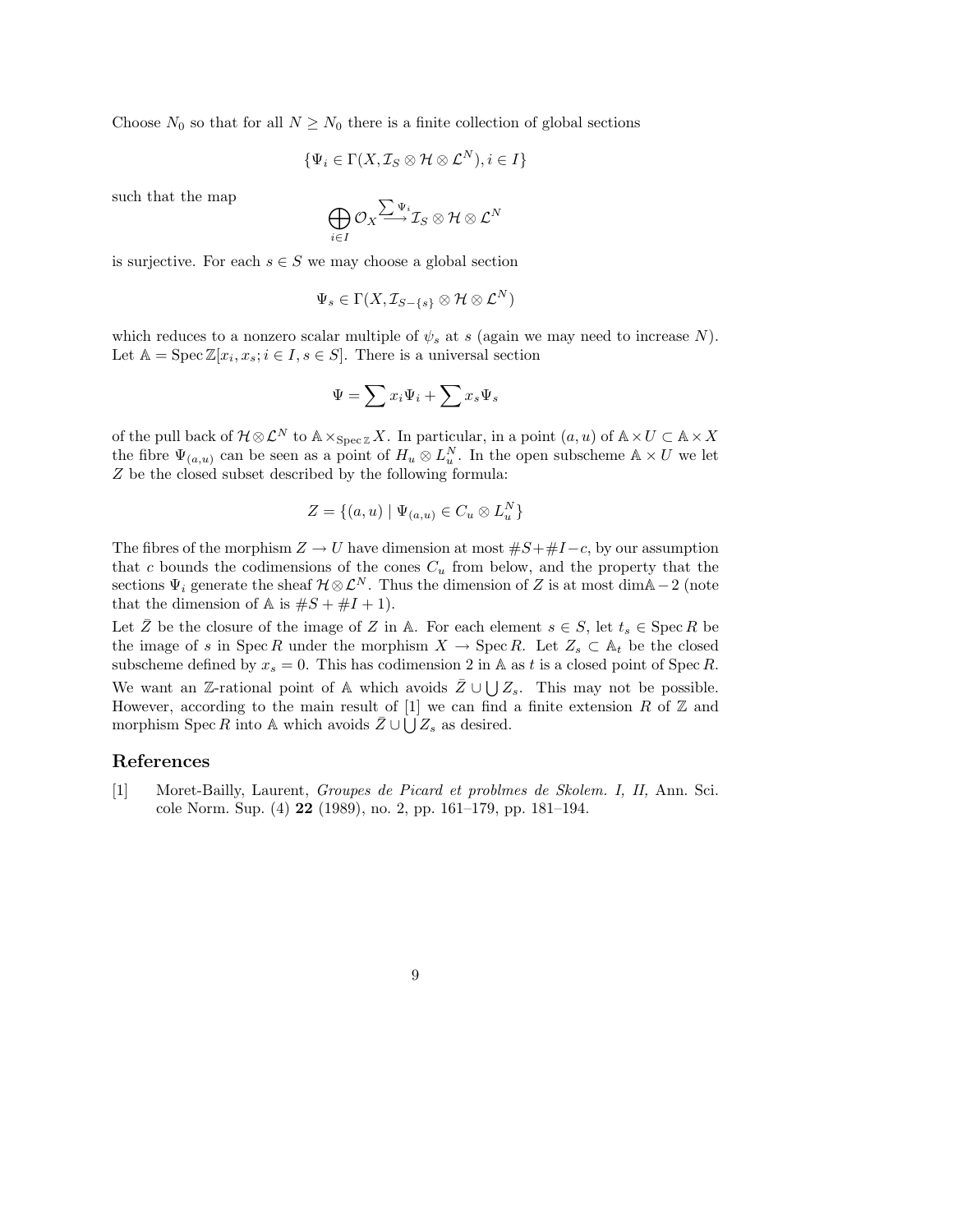Choose $N_0$ so that for all $N \geq N_0$ there is a finite collection of global sections

$$\{\Psi_i \in \Gamma(X, \mathcal{I}_S \otimes \mathcal{H} \otimes \mathcal{L}^N), i \in I\}$$

such that the map

$$\bigoplus_{i \in I} \mathcal{O}_X \xrightarrow{\sum \Psi_i} \mathcal{I}_S \otimes \mathcal{H} \otimes \mathcal{L}^N$$

is surjective. For each $s \in S$ we may choose a global section

$$\Psi_s \in \Gamma(X, \mathcal{I}_{S-\{s\}} \otimes \mathcal{H} \otimes \mathcal{L}^N)$$

which reduces to a nonzero scalar multiple of $\psi_s$ at $s$ (again we may need to increase $N$). Let $\mathbb{A} = \operatorname{Spec} \mathbb{Z}[x_i, x_s; i \in I, s \in S]$. There is a universal section

$$\Psi = \sum x_i \Psi_i + \sum x_s \Psi_s$$

of the pull back of $\mathcal{H} \otimes \mathcal{L}^N$ to $\mathbb{A} \times_{\operatorname{Spec} \mathbb{Z}} X$. In particular, in a point $(a, u)$ of $\mathbb{A} \times U \subset \mathbb{A} \times X$ the fibre $\Psi_{(a,u)}$ can be seen as a point of $H_u \otimes L_u^N$. In the open subscheme $\mathbb{A} \times U$ we let $Z$ be the closed subset described by the following formula:

$$Z = \{(a, u) \mid \Psi_{(a,u)} \in C_u \otimes L_u^N\}$$

The fibres of the morphism $Z \to U$ have dimension at most $\#S + \#I - c$, by our assumption that $c$ bounds the codimensions of the cones $C_u$ from below, and the property that the sections $\Psi_i$ generate the sheaf $\mathcal{H} \otimes \mathcal{L}^N$. Thus the dimension of $Z$ is at most $\dim \mathbb{A} - 2$ (note that the dimension of $\mathbb{A}$ is $\#S + \#I + 1$).

Let $\bar{Z}$ be the closure of the image of $Z$ in $\mathbb{A}$. For each element $s \in S$, let $t_s \in \operatorname{Spec} R$ be the image of $s$ in $\operatorname{Spec} R$ under the morphism $X \to \operatorname{Spec} R$. Let $Z_s \subset \mathbb{A}_t$ be the closed subscheme defined by $x_s = 0$. This has codimension 2 in $\mathbb{A}$ as $t$ is a closed point of $\operatorname{Spec} R$. We want an $\mathbb{Z}$-rational point of $\mathbb{A}$ which avoids $\bar{Z} \cup \bigcup Z_s$. This may not be possible. However, according to the main result of [1] we can find a finite extension $R$ of $\mathbb{Z}$ and morphism $\operatorname{Spec} R$ into $\mathbb{A}$ which avoids $\bar{Z} \cup \bigcup Z_s$ as desired.

## References

[1] Moret-Bailly, Laurent, *Groupes de Picard et problmes de Skolem. I, II,* Ann. Sci. cole Norm. Sup. (4) **22** (1989), no. 2, pp. 161–179, pp. 181–194.